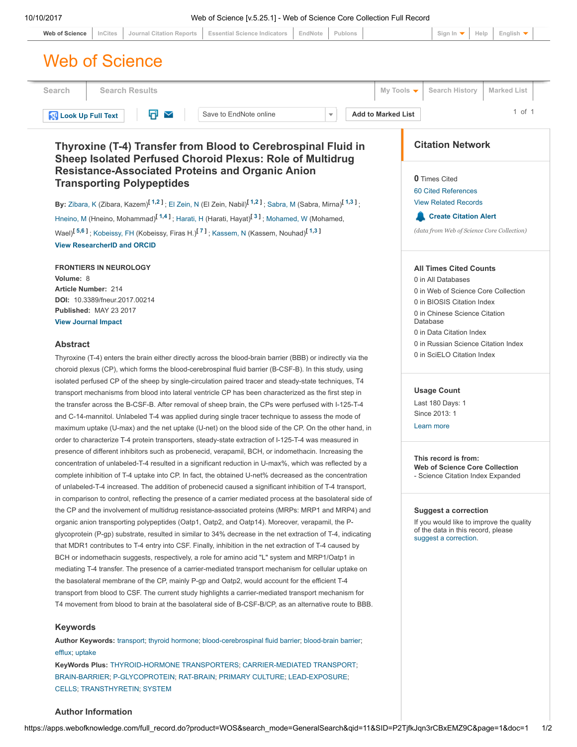# Thyroxine (T-4) Transfer from Blood to Cerebrospinal Fluid in Sheep Isolated Perfused Choroid Plexus: Role of Multidrug Resistance-Associated Proteins and Organic Anion Transporting Polypeptides

**By:** Zibara, K (Zibara, Kazem)[1,2] ; El Zein, N (El Zein, Nabil)[1,2] ; Sabra, M (Sabra, Mirna)[1,3] ; Hneino, M (Hneino, Mohammad)[1,4] ; Harati, H (Harati, Hayat)[3] ; Mohamed, W (Mohamed, Wael)[5,6] ; Kobeissy, FH (Kobeissy, Firas H.)[7] ; Kassem, N (Kassem, Nouhad)[1,3]

View ResearcherID and ORCID

**FRONTIERS IN NEUROLOGY**
**Volume:** 8
**Article Number:** 214
**DOI:** 10.3389/fneur.2017.00214
**Published:** MAY 23 2017

View Journal Impact

## Abstract

Thyroxine (T-4) enters the brain either directly across the blood-brain barrier (BBB) or indirectly via the choroid plexus (CP), which forms the blood-cerebrospinal fluid barrier (B-CSF-B). In this study, using isolated perfused CP of the sheep by single-circulation paired tracer and steady-state techniques, T4 transport mechanisms from blood into lateral ventricle CP has been characterized as the first step in the transfer across the B-CSF-B. After removal of sheep brain, the CPs were perfused with I-125-T-4 and C-14-mannitol. Unlabeled T-4 was applied during single tracer technique to assess the mode of maximum uptake (U-max) and the net uptake (U-net) on the blood side of the CP. On the other hand, in order to characterize T-4 protein transporters, steady-state extraction of I-125-T-4 was measured in presence of different inhibitors such as probenecid, verapamil, BCH, or indomethacin. Increasing the concentration of unlabeled-T-4 resulted in a significant reduction in U-max%, which was reflected by a complete inhibition of T-4 uptake into CP. In fact, the obtained U-net% decreased as the concentration of unlabeled-T-4 increased. The addition of probenecid caused a significant inhibition of T-4 transport, in comparison to control, reflecting the presence of a carrier mediated process at the basolateral side of the CP and the involvement of multidrug resistance-associated proteins (MRPs: MRP1 and MRP4) and organic anion transporting polypeptides (Oatp1, Oatp2, and Oatp14). Moreover, verapamil, the P-glycoprotein (P-gp) substrate, resulted in similar to 34% decrease in the net extraction of T-4, indicating that MDR1 contributes to T-4 entry into CSF. Finally, inhibition in the net extraction of T-4 caused by BCH or indomethacin suggests, respectively, a role for amino acid "L" system and MRP1/Oatp1 in mediating T-4 transfer. The presence of a carrier-mediated transport mechanism for cellular uptake on the basolateral membrane of the CP, mainly P-gp and Oatp2, would account for the efficient T-4 transport from blood to CSF. The current study highlights a carrier-mediated transport mechanism for T4 movement from blood to brain at the basolateral side of B-CSF-B/CP, as an alternative route to BBB.

## Keywords

**Author Keywords:** transport; thyroid hormone; blood-cerebrospinal fluid barrier; blood-brain barrier; efflux; uptake

**KeyWords Plus:** THYROID-HORMONE TRANSPORTERS; CARRIER-MEDIATED TRANSPORT; BRAIN-BARRIER; P-GLYCOPROTEIN; RAT-BRAIN; PRIMARY CULTURE; LEAD-EXPOSURE; CELLS; TRANSTHYRETIN; SYSTEM

## Author Information

## Citation Network

**0** Times Cited
60 Cited References
View Related Records
Create Citation Alert

*(data from Web of Science Core Collection)*

### All Times Cited Counts

0 in All Databases
0 in Web of Science Core Collection
0 in BIOSIS Citation Index
0 in Chinese Science Citation Database
0 in Data Citation Index
0 in Russian Science Citation Index
0 in SciELO Citation Index

### Usage Count

Last 180 Days: 1
Since 2013: 1
Learn more

**This record is from:**
**Web of Science Core Collection**
- Science Citation Index Expanded

### Suggest a correction

If you would like to improve the quality of the data in this record, please suggest a correction.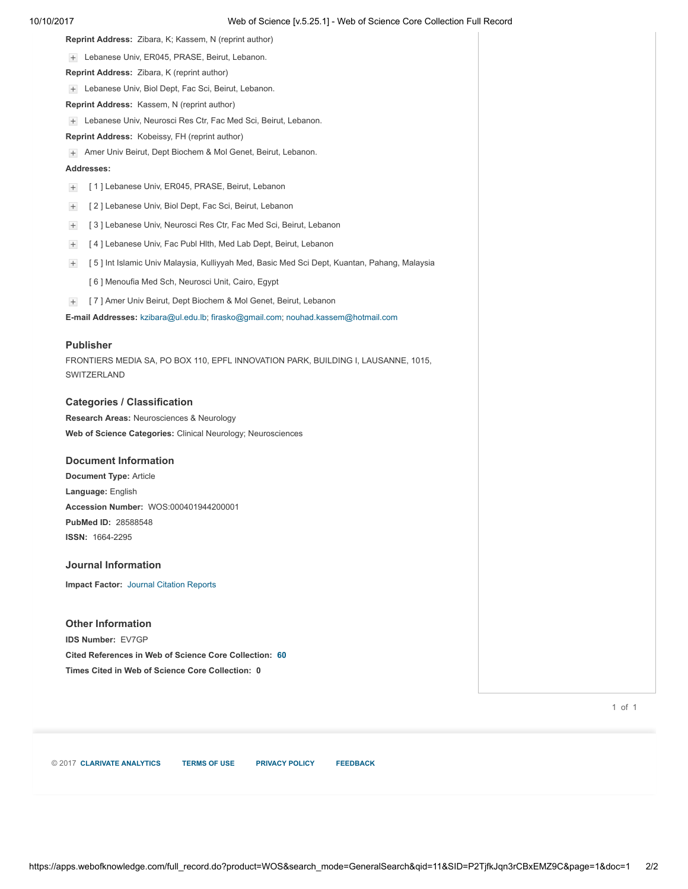**Reprint Address:** Zibara, K; Kassem, N (reprint author)

+ Lebanese Univ, ER045, PRASE, Beirut, Lebanon.

**Reprint Address:** Zibara, K (reprint author)

+ Lebanese Univ, Biol Dept, Fac Sci, Beirut, Lebanon.

**Reprint Address:** Kassem, N (reprint author)

+ Lebanese Univ, Neurosci Res Ctr, Fac Med Sci, Beirut, Lebanon.

**Reprint Address:** Kobeissy, FH (reprint author)

+ Amer Univ Beirut, Dept Biochem & Mol Genet, Beirut, Lebanon.

**Addresses:**

+ [ 1 ] Lebanese Univ, ER045, PRASE, Beirut, Lebanon

+ [ 2 ] Lebanese Univ, Biol Dept, Fac Sci, Beirut, Lebanon

+ [ 3 ] Lebanese Univ, Neurosci Res Ctr, Fac Med Sci, Beirut, Lebanon

+ [ 4 ] Lebanese Univ, Fac Publ Hlth, Med Lab Dept, Beirut, Lebanon

+ [ 5 ] Int Islamic Univ Malaysia, Kulliyyah Med, Basic Med Sci Dept, Kuantan, Pahang, Malaysia

[ 6 ] Menoufia Med Sch, Neurosci Unit, Cairo, Egypt

+ [ 7 ] Amer Univ Beirut, Dept Biochem & Mol Genet, Beirut, Lebanon

**E-mail Addresses:** kzibara@ul.edu.lb; firasko@gmail.com; nouhad.kassem@hotmail.com

## Publisher

FRONTIERS MEDIA SA, PO BOX 110, EPFL INNOVATION PARK, BUILDING I, LAUSANNE, 1015, SWITZERLAND

## Categories / Classification

**Research Areas:** Neurosciences & Neurology

**Web of Science Categories:** Clinical Neurology; Neurosciences

## Document Information

**Document Type:** Article

**Language:** English

**Accession Number:** WOS:000401944200001

**PubMed ID:** 28588548

**ISSN:** 1664-2295

## Journal Information

**Impact Factor:** Journal Citation Reports

## Other Information

**IDS Number:** EV7GP

**Cited References in Web of Science Core Collection:** 60

**Times Cited in Web of Science Core Collection:** 0

© 2017 CLARIVATE ANALYTICS TERMS OF USE PRIVACY POLICY FEEDBACK